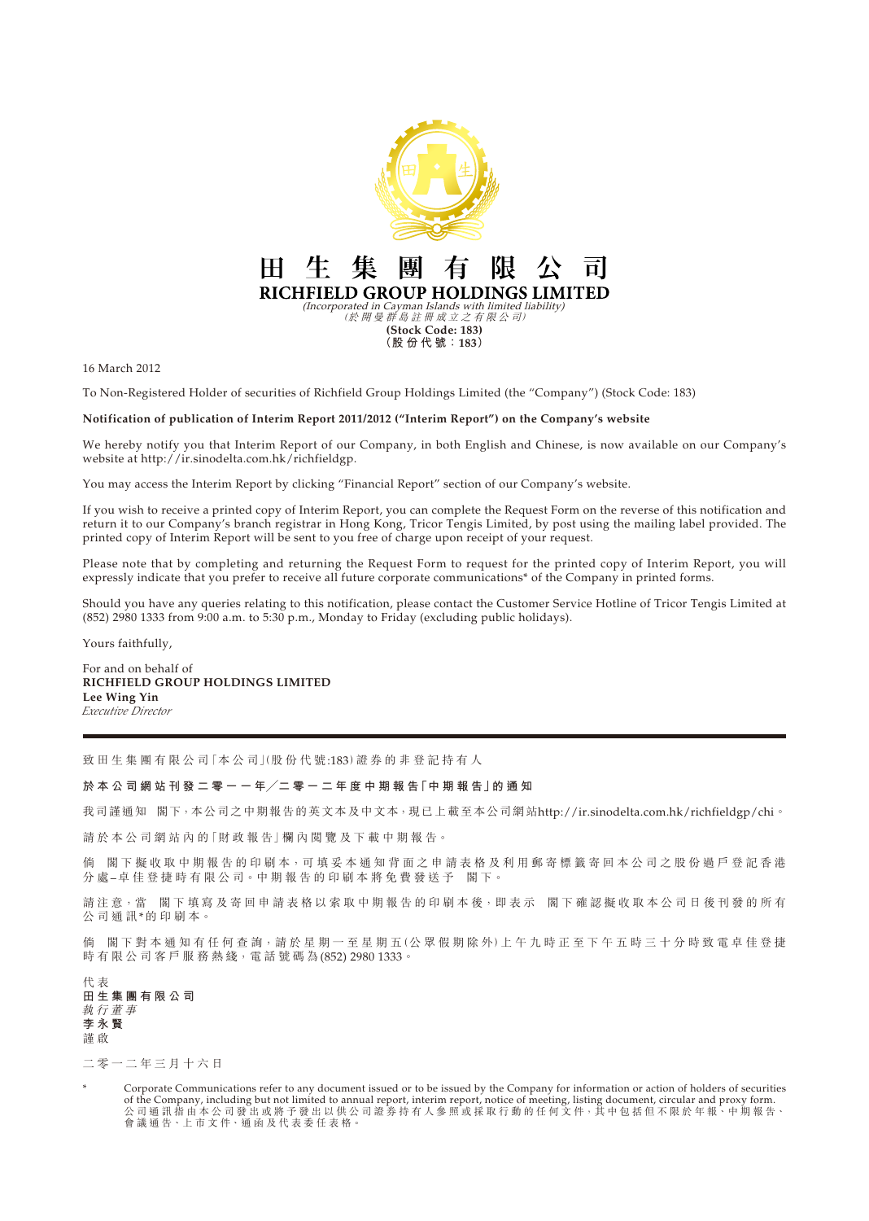# 田生集團有限公司

# RICHFIELD GROUP HOLDINGS LIMITED

*(Incorporated in Cayman Islands with limited liability)*
*(於開曼群島註冊成立之有限公司)*

**(Stock Code: 183)**
**(股份代號：183)**

16 March 2012

To Non-Registered Holder of securities of Richfield Group Holdings Limited (the "Company") (Stock Code: 183)

**Notification of publication of Interim Report 2011/2012 ("Interim Report") on the Company's website**

We hereby notify you that Interim Report of our Company, in both English and Chinese, is now available on our Company's website at http://ir.sinodelta.com.hk/richfieldgp.

You may access the Interim Report by clicking "Financial Report" section of our Company's website.

If you wish to receive a printed copy of Interim Report, you can complete the Request Form on the reverse of this notification and return it to our Company's branch registrar in Hong Kong, Tricor Tengis Limited, by post using the mailing label provided. The printed copy of Interim Report will be sent to you free of charge upon receipt of your request.

Please note that by completing and returning the Request Form to request for the printed copy of Interim Report, you will expressly indicate that you prefer to receive all future corporate communications* of the Company in printed forms.

Should you have any queries relating to this notification, please contact the Customer Service Hotline of Tricor Tengis Limited at (852) 2980 1333 from 9:00 a.m. to 5:30 p.m., Monday to Friday (excluding public holidays).

Yours faithfully,

For and on behalf of
**RICHFIELD GROUP HOLDINGS LIMITED**
**Lee Wing Yin**
*Executive Director*

---

致田生集團有限公司「本公司」(股份代號:183)證券的非登記持有人

**於本公司網站刊發二零一一年／二零一二年度中期報告「中期報告」的通知**

我司謹通知 閣下，本公司之中期報告的英文本及中文本，現已上載至本公司網站http://ir.sinodelta.com.hk/richfieldgp/chi。

請於本公司網站內的「財政報告」欄內閱覽及下載中期報告。

倘 閣下擬收取中期報告的印刷本，可填妥本通知背面之申請表格及利用郵寄標籤寄回本公司之股份過戶登記香港分處–卓佳登捷時有限公司。中期報告的印刷本將免費發送予 閣下。

請注意，當 閣下填寫及寄回申請表格以索取中期報告的印刷本後，即表示 閣下確認擬收取本公司日後刊發的所有公司通訊*的印刷本。

倘 閣下對本通知有任何查詢，請於星期一至星期五(公眾假期除外)上午九時正至下午五時三十分時致電卓佳登捷時有限公司客戶服務熱綫，電話號碼為(852) 2980 1333。

代表
**田生集團有限公司**
*執行董事*
**李永賢**
謹啟

二零一二年三月十六日

\* Corporate Communications refer to any document issued or to be issued by the Company for information or action of holders of securities of the Company, including but not limited to annual report, interim report, notice of meeting, listing document, circular and proxy form.
公司通訊指由本公司發出或將予發出以供公司證券持有人參照或採取行動的任何文件，其中包括但不限於年報、中期報告、會議通告、上市文件、通函及代表委任表格。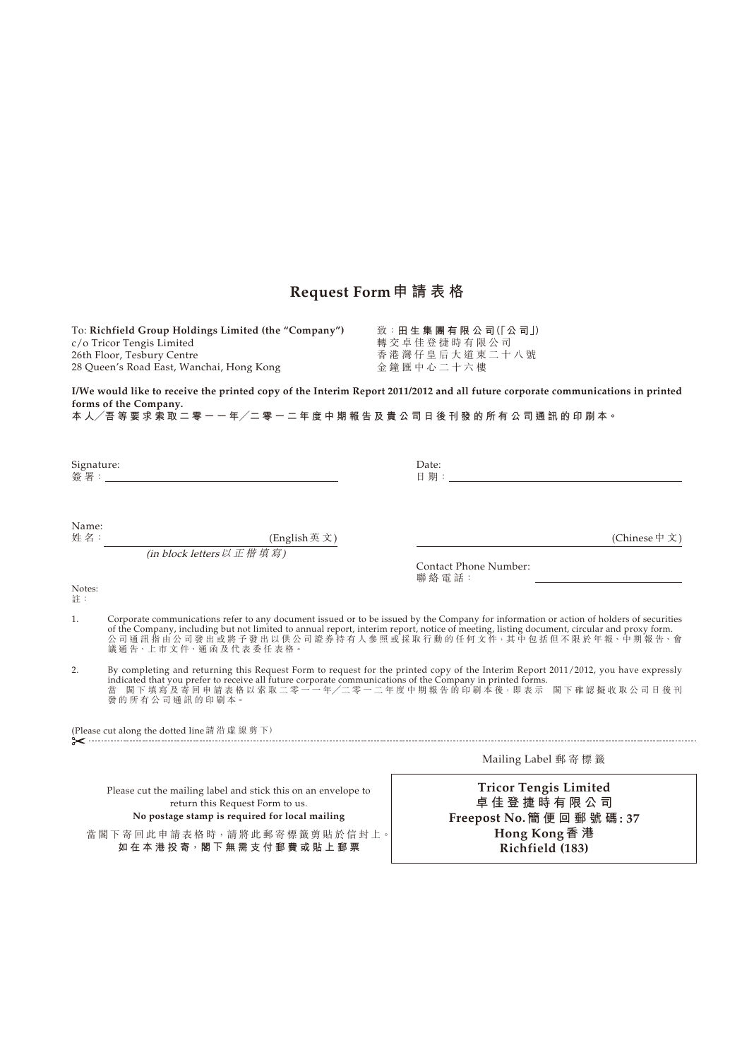# Request Form 申請表格

To: **Richfield Group Holdings Limited (the "Company")**
c/o Tricor Tengis Limited
26th Floor, Tesbury Centre
28 Queen's Road East, Wanchai, Hong Kong

致：**田生集團有限公司(「公司」)**
轉交卓佳登捷時有限公司
香港灣仔皇后大道東二十八號
金鐘匯中心二十六樓

**I/We would like to receive the printed copy of the Interim Report 2011/2012 and all future corporate communications in printed forms of the Company.**
**本人╱吾等要求索取二零一一年╱二零一二年度中期報告及貴公司日後刊發的所有公司通訊的印刷本。**

Signature:
簽署：________________________

Date:
日期：________________________

Name:
姓名：________________________ (English英文)　________________________ (Chinese中文)
*(in block letters以正楷填寫)*

Contact Phone Number:
聯絡電話：________________________

Notes:
註：

1. Corporate communications refer to any document issued or to be issued by the Company for information or action of holders of securities of the Company, including but not limited to annual report, interim report, notice of meeting, listing document, circular and proxy form.
公司通訊指由公司發出或將予發出以供公司證券持有人參照或採取行動的任何文件，其中包括但不限於年報、中期報告、會議通告、上市文件、通函及代表委任表格。

2. By completing and returning this Request Form to request for the printed copy of the Interim Report 2011/2012, you have expressly indicated that you prefer to receive all future corporate communications of the Company in printed forms.
當　閣下填寫及寄回申請表格以索取二零一一年╱二零一二年度中期報告的印刷本後，即表示　閣下確認擬收取公司日後刊發的所有公司通訊的印刷本。

(Please cut along the dotted line請沿虛線剪下)

---

Mailing Label 郵寄標籤

Please cut the mailing label and stick this on an envelope to return this Request Form to us.
**No postage stamp is required for local mailing**

當閣下寄回此申請表格時，請將此郵寄標籤剪貼於信封上。
**如在本港投寄，閣下無需支付郵費或貼上郵票**

**Tricor Tengis Limited**
**卓佳登捷時有限公司**
**Freepost No.簡便回郵號碼: 37**
**Hong Kong香港**
**Richfield (183)**